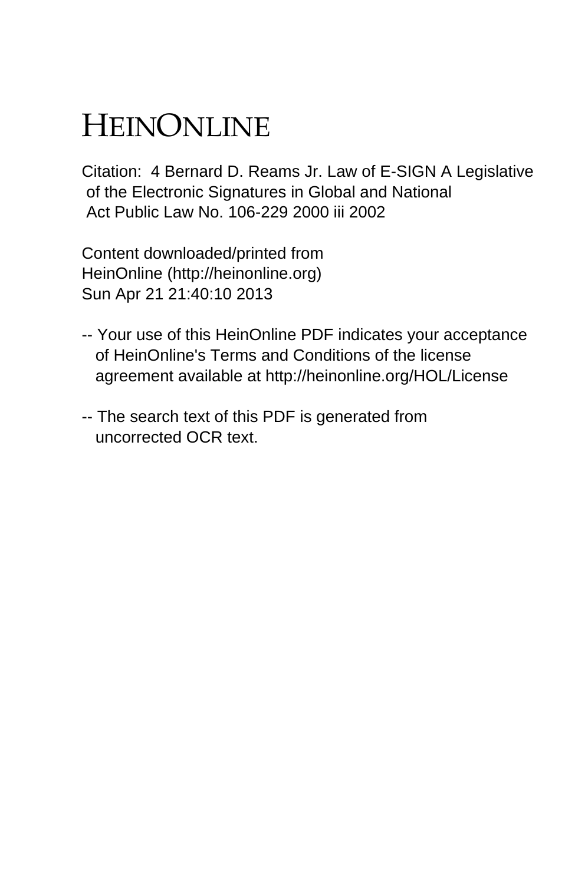# HEINONLINE

Citation: 4 Bernard D. Reams Jr. Law of E-SIGN A Legislative of the Electronic Signatures in Global and National Act Public Law No. 106-229 2000 iii 2002

Content downloaded/printed from
HeinOnline (http://heinonline.org)
Sun Apr 21 21:40:10 2013

-- Your use of this HeinOnline PDF indicates your acceptance of HeinOnline's Terms and Conditions of the license agreement available at http://heinonline.org/HOL/License

-- The search text of this PDF is generated from uncorrected OCR text.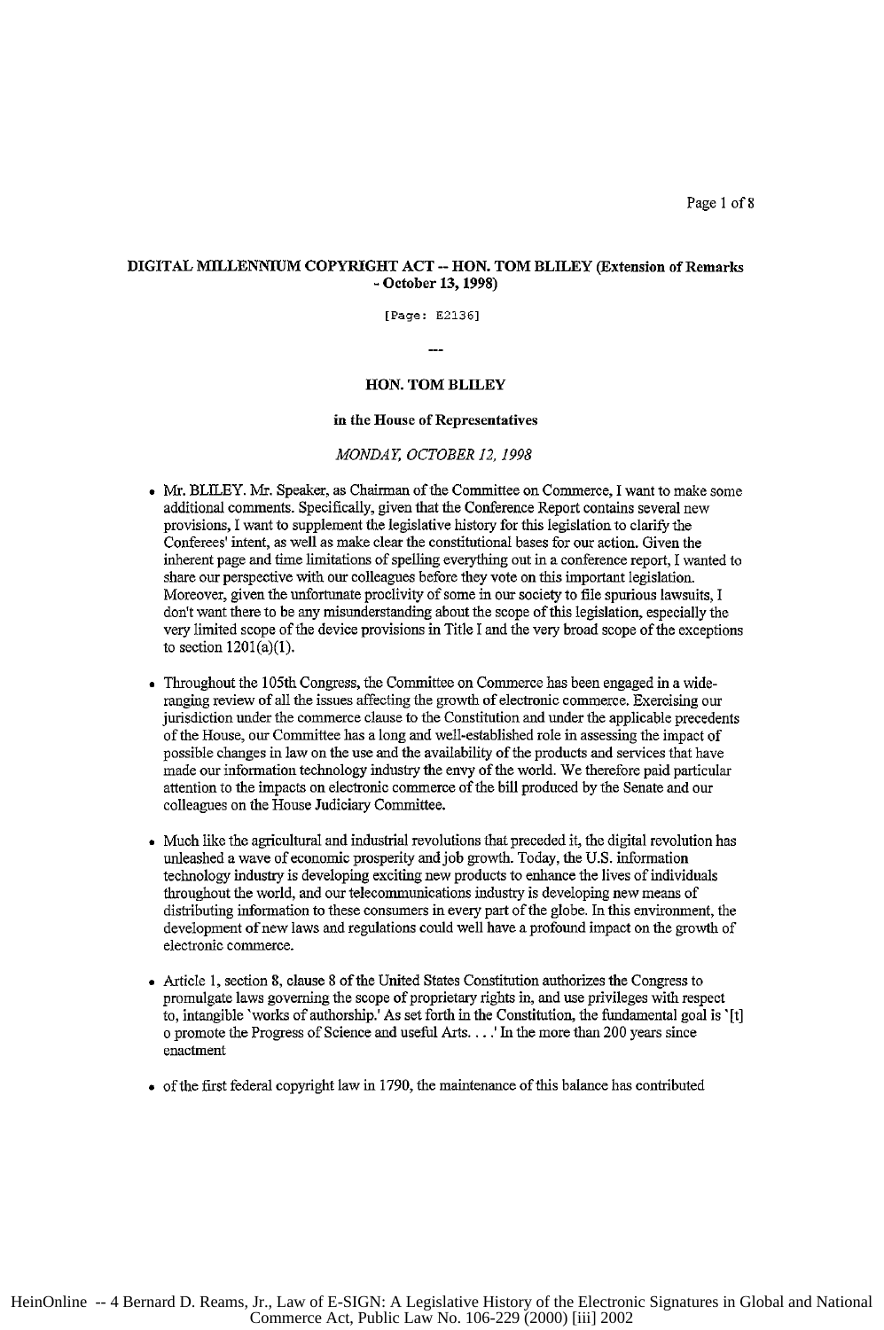**DIGITAL MILLENNIUM COPYRIGHT ACT -- HON. TOM BLILEY (Extension of Remarks - October 13, 1998)**

[Page: E2136]

---

**HON. TOM BLILEY**

**in the House of Representatives**

*MONDAY, OCTOBER 12, 1998*

- Mr. BLILEY. Mr. Speaker, as Chairman of the Committee on Commerce, I want to make some additional comments. Specifically, given that the Conference Report contains several new provisions, I want to supplement the legislative history for this legislation to clarify the Conferees' intent, as well as make clear the constitutional bases for our action. Given the inherent page and time limitations of spelling everything out in a conference report, I wanted to share our perspective with our colleagues before they vote on this important legislation. Moreover, given the unfortunate proclivity of some in our society to file spurious lawsuits, I don't want there to be any misunderstanding about the scope of this legislation, especially the very limited scope of the device provisions in Title I and the very broad scope of the exceptions to section 1201(a)(1).

- Throughout the 105th Congress, the Committee on Commerce has been engaged in a wide-ranging review of all the issues affecting the growth of electronic commerce. Exercising our jurisdiction under the commerce clause to the Constitution and under the applicable precedents of the House, our Committee has a long and well-established role in assessing the impact of possible changes in law on the use and the availability of the products and services that have made our information technology industry the envy of the world. We therefore paid particular attention to the impacts on electronic commerce of the bill produced by the Senate and our colleagues on the House Judiciary Committee.

- Much like the agricultural and industrial revolutions that preceded it, the digital revolution has unleashed a wave of economic prosperity and job growth. Today, the U.S. information technology industry is developing exciting new products to enhance the lives of individuals throughout the world, and our telecommunications industry is developing new means of distributing information to these consumers in every part of the globe. In this environment, the development of new laws and regulations could well have a profound impact on the growth of electronic commerce.

- Article 1, section 8, clause 8 of the United States Constitution authorizes the Congress to promulgate laws governing the scope of proprietary rights in, and use privileges with respect to, intangible 'works of authorship.' As set forth in the Constitution, the fundamental goal is '[t] o promote the Progress of Science and useful Arts. . . .' In the more than 200 years since enactment

- of the first federal copyright law in 1790, the maintenance of this balance has contributed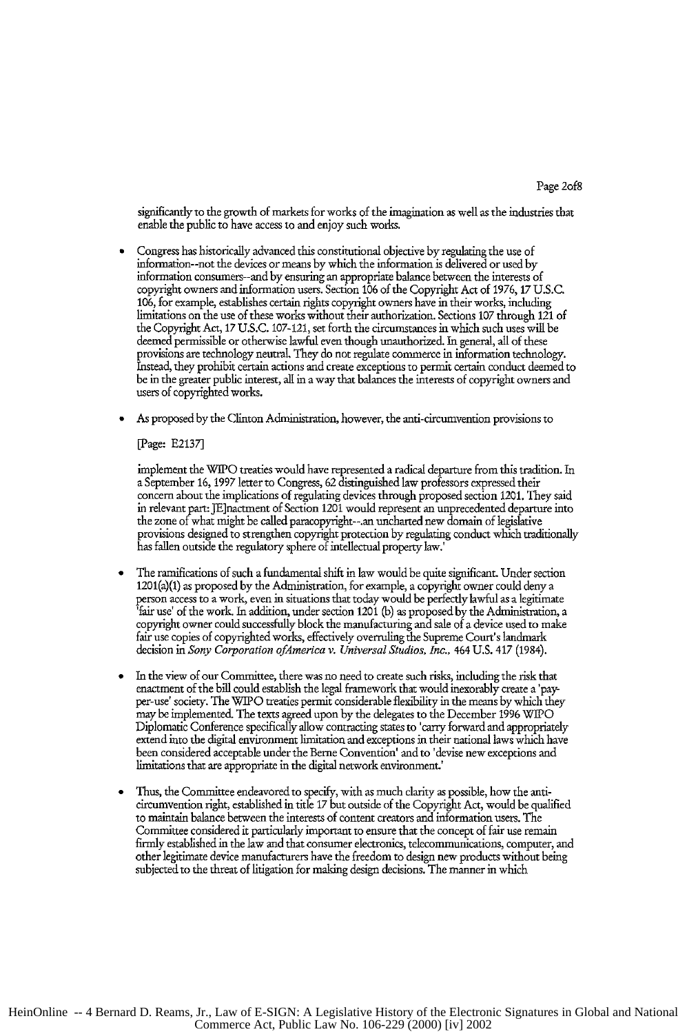significantly to the growth of markets for works of the imagination as well as the industries that enable the public to have access to and enjoy such works.

- Congress has historically advanced this constitutional objective by regulating the use of information--not the devices or means by which the information is delivered or used by information consumers--and by ensuring an appropriate balance between the interests of copyright owners and information users. Section 106 of the Copyright Act of 1976, 17 U.S.C. 106, for example, establishes certain rights copyright owners have in their works, including limitations on the use of these works without their authorization. Sections 107 through 121 of the Copyright Act, 17 U.S.C. 107-121, set forth the circumstances in which such uses will be deemed permissible or otherwise lawful even though unauthorized. In general, all of these provisions are technology neutral. They do not regulate commerce in information technology. Instead, they prohibit certain actions and create exceptions to permit certain conduct deemed to be in the greater public interest, all in a way that balances the interests of copyright owners and users of copyrighted works.

- As proposed by the Clinton Administration, however, the anti-circumvention provisions to

  [Page: E2137]

  implement the WIPO treaties would have represented a radical departure from this tradition. In a September 16, 1997 letter to Congress, 62 distinguished law professors expressed their concern about the implications of regulating devices through proposed section 1201. They said in relevant part: 'E]nactment of Section 1201 would represent an unprecedented departure into the zone of what might be called paracopyright--an uncharted new domain of legislative provisions designed to strengthen copyright protection by regulating conduct which traditionally has fallen outside the regulatory sphere of intellectual property law.'

- The ramifications of such a fundamental shift in law would be quite significant. Under section 1201(a)(1) as proposed by the Administration, for example, a copyright owner could deny a person access to a work, even in situations that today would be perfectly lawful as a legitimate 'fair use' of the work. In addition, under section 1201 (b) as proposed by the Administration, a copyright owner could successfully block the manufacturing and sale of a device used to make fair use copies of copyrighted works, effectively overruling the Supreme Court's landmark decision in *Sony Corporation ofAmerica v. Universal Studios, Inc.*, 464 U.S. 417 (1984).

- In the view of our Committee, there was no need to create such risks, including the risk that enactment of the bill could establish the legal framework that would inexorably create a 'pay-per-use' society. The WIPO treaties permit considerable flexibility in the means by which they may be implemented. The texts agreed upon by the delegates to the December 1996 WIPO Diplomatic Conference specifically allow contracting states to 'carry forward and appropriately extend into the digital environment limitation and exceptions in their national laws which have been considered acceptable under the Berne Convention' and to 'devise new exceptions and limitations that are appropriate in the digital network environment.'

- Thus, the Committee endeavored to specify, with as much clarity as possible, how the anti-circumvention right, established in title 17 but outside of the Copyright Act, would be qualified to maintain balance between the interests of content creators and information users. The Committee considered it particularly important to ensure that the concept of fair use remain firmly established in the law and that consumer electronics, telecommunications, computer, and other legitimate device manufacturers have the freedom to design new products without being subjected to the threat of litigation for making design decisions. The manner in which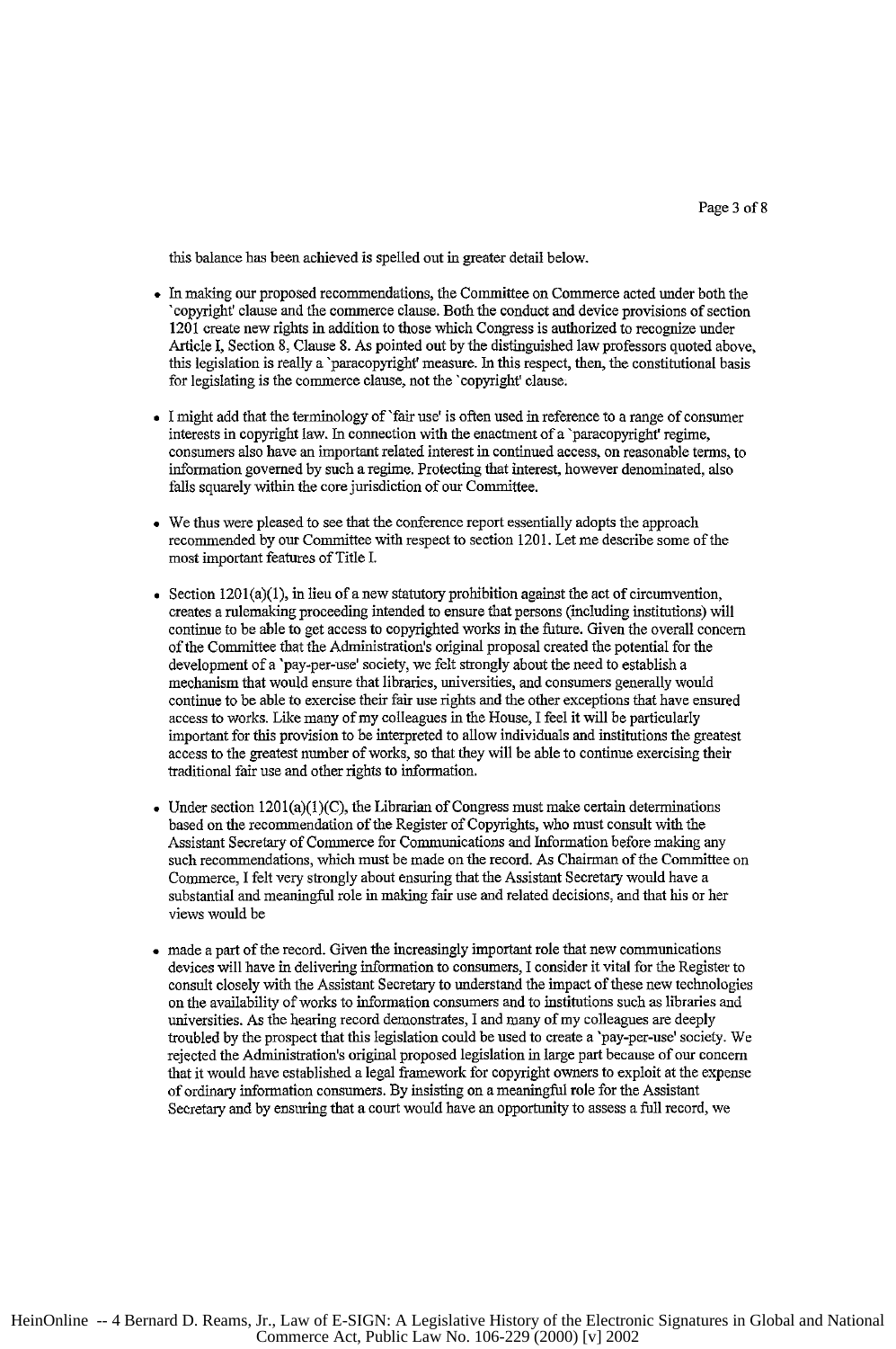this balance has been achieved is spelled out in greater detail below.

- In making our proposed recommendations, the Committee on Commerce acted under both the `copyright' clause and the commerce clause. Both the conduct and device provisions of section 1201 create new rights in addition to those which Congress is authorized to recognize under Article I, Section 8, Clause 8. As pointed out by the distinguished law professors quoted above, this legislation is really a `paracopyright' measure. In this respect, then, the constitutional basis for legislating is the commerce clause, not the `copyright' clause.

- I might add that the terminology of `fair use' is often used in reference to a range of consumer interests in copyright law. In connection with the enactment of a `paracopyright' regime, consumers also have an important related interest in continued access, on reasonable terms, to information governed by such a regime. Protecting that interest, however denominated, also falls squarely within the core jurisdiction of our Committee.

- We thus were pleased to see that the conference report essentially adopts the approach recommended by our Committee with respect to section 1201. Let me describe some of the most important features of Title I.

- Section 1201(a)(1), in lieu of a new statutory prohibition against the act of circumvention, creates a rulemaking proceeding intended to ensure that persons (including institutions) will continue to be able to get access to copyrighted works in the future. Given the overall concern of the Committee that the Administration's original proposal created the potential for the development of a `pay-per-use' society, we felt strongly about the need to establish a mechanism that would ensure that libraries, universities, and consumers generally would continue to be able to exercise their fair use rights and the other exceptions that have ensured access to works. Like many of my colleagues in the House, I feel it will be particularly important for this provision to be interpreted to allow individuals and institutions the greatest access to the greatest number of works, so that they will be able to continue exercising their traditional fair use and other rights to information.

- Under section 1201(a)(1)(C), the Librarian of Congress must make certain determinations based on the recommendation of the Register of Copyrights, who must consult with the Assistant Secretary of Commerce for Communications and Information before making any such recommendations, which must be made on the record. As Chairman of the Committee on Commerce, I felt very strongly about ensuring that the Assistant Secretary would have a substantial and meaningful role in making fair use and related decisions, and that his or her views would be

- made a part of the record. Given the increasingly important role that new communications devices will have in delivering information to consumers, I consider it vital for the Register to consult closely with the Assistant Secretary to understand the impact of these new technologies on the availability of works to information consumers and to institutions such as libraries and universities. As the hearing record demonstrates, I and many of my colleagues are deeply troubled by the prospect that this legislation could be used to create a `pay-per-use' society. We rejected the Administration's original proposed legislation in large part because of our concern that it would have established a legal framework for copyright owners to exploit at the expense of ordinary information consumers. By insisting on a meaningful role for the Assistant Secretary and by ensuring that a court would have an opportunity to assess a full record, we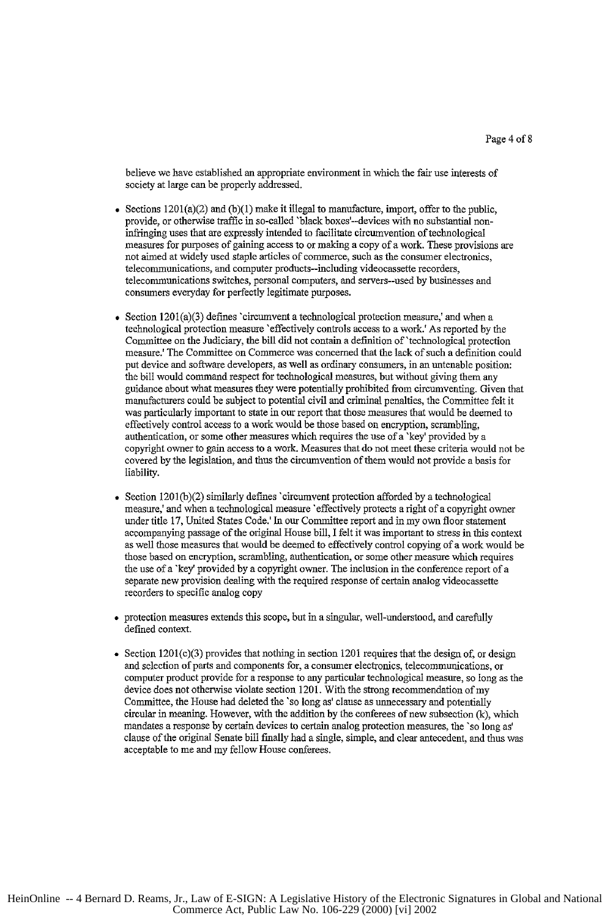believe we have established an appropriate environment in which the fair use interests of society at large can be properly addressed.

- Sections 1201(a)(2) and (b)(1) make it illegal to manufacture, import, offer to the public, provide, or otherwise traffic in so-called `black boxes'--devices with no substantial non-infringing uses that are expressly intended to facilitate circumvention of technological measures for purposes of gaining access to or making a copy of a work. These provisions are not aimed at widely used staple articles of commerce, such as the consumer electronics, telecommunications, and computer products--including videocassette recorders, telecommunications switches, personal computers, and servers--used by businesses and consumers everyday for perfectly legitimate purposes.

- Section 1201(a)(3) defines `circumvent a technological protection measure,' and when a technological protection measure `effectively controls access to a work.' As reported by the Committee on the Judiciary, the bill did not contain a definition of `technological protection measure.' The Committee on Commerce was concerned that the lack of such a definition could put device and software developers, as well as ordinary consumers, in an untenable position: the bill would command respect for technological measures, but without giving them any guidance about what measures they were potentially prohibited from circumventing. Given that manufacturers could be subject to potential civil and criminal penalties, the Committee felt it was particularly important to state in our report that those measures that would be deemed to effectively control access to a work would be those based on encryption, scrambling, authentication, or some other measures which requires the use of a `key' provided by a copyright owner to gain access to a work. Measures that do not meet these criteria would not be covered by the legislation, and thus the circumvention of them would not provide a basis for liability.

- Section 1201(b)(2) similarly defines `circumvent protection afforded by a technological measure,' and when a technological measure `effectively protects a right of a copyright owner under title 17, United States Code.' In our Committee report and in my own floor statement accompanying passage of the original House bill, I felt it was important to stress in this context as well those measures that would be deemed to effectively control copying of a work would be those based on encryption, scrambling, authentication, or some other measure which requires the use of a `key' provided by a copyright owner. The inclusion in the conference report of a separate new provision dealing with the required response of certain analog videocassette recorders to specific analog copy

- protection measures extends this scope, but in a singular, well-understood, and carefully defined context.

- Section 1201(c)(3) provides that nothing in section 1201 requires that the design of, or design and selection of parts and components for, a consumer electronics, telecommunications, or computer product provide for a response to any particular technological measure, so long as the device does not otherwise violate section 1201. With the strong recommendation of my Committee, the House had deleted the `so long as' clause as unnecessary and potentially circular in meaning. However, with the addition by the conferees of new subsection (k), which mandates a response by certain devices to certain analog protection measures, the `so long as' clause of the original Senate bill finally had a single, simple, and clear antecedent, and thus was acceptable to me and my fellow House conferees.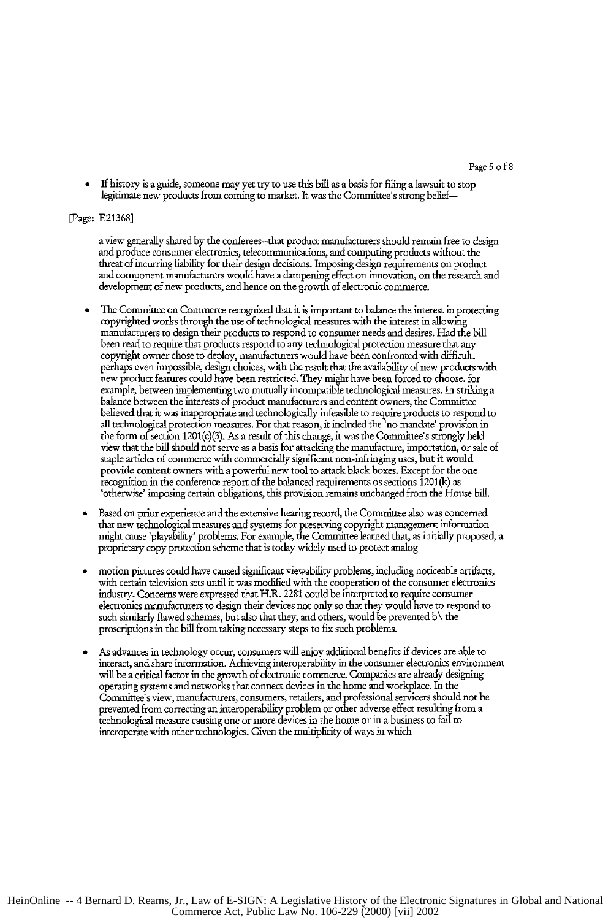- If history is a guide, someone may yet try to use this bill as a basis for filing a lawsuit to stop legitimate new products from coming to market. It was the Committee's strong belief--

[Page: E21368]

a view generally shared by the conferees--that product manufacturers should remain free to design and produce consumer electronics, telecommunications, and computing products without the threat of incurring liability for their design decisions. Imposing design requirements on product and component manufacturers would have a dampening effect on innovation, on the research and development of new products, and hence on the growth of electronic commerce.

- The Committee on Commerce recognized that it is important to balance the interest in protecting copyrighted works through the use of technological measures with the interest in allowing manufacturers to design their products to respond to consumer needs and desires. Had the bill been read to require that products respond to any technological protection measure that any copyright owner chose to deploy, manufacturers would have been confronted with difficult. perhaps even impossible, design choices, with the result that the availability of new products with new product features could have been restricted. They might have been forced to choose. for example, between implementing two mutually incompatible technological measures. In striking a balance between the interests of product manufacturers and content owners, the Committee believed that it was inappropriate and technologically infeasible to require products to respond to all technological protection measures. For that reason, it included the 'no mandate' provision in the form of section 1201(c)(3). As a result of this change, it was the Committee's strongly held view that the bill should not serve as a basis for attacking the manufacture, importation, or sale of staple articles of commerce with commercially significant non-infringing uses, **but it would provide content** owners with a powerful new tool to attack black boxes. Except for the one recognition in the conference report of the balanced requirements os sections 1201(k) as 'otherwise' imposing certain obligations, this provision remains unchanged from the House bill.

- Based on prior experience and the extensive hearing record, the Committee also was concerned that new technological measures and systems for preserving copyright management information might cause 'playability' problems. For example, the Committee learned that, as initially proposed, a proprietary copy protection scheme that is today widely used to protect analog

- motion pictures could have caused significant viewability problems, including noticeable artifacts, with certain television sets until it was modified with the cooperation of the consumer electronics industry. Concerns were expressed that H.R. 2281 could be interpreted to require consumer electronics manufacturers to design their devices not only so that they would have to respond to such similarly flawed schemes, but also that they, and others, would be prevented b\ the proscriptions in the bill from taking necessary steps to fix such problems.

- As advances in technology occur, consumers will enjoy additional benefits if devices are able to interact, and share information. Achieving interoperability in the consumer electronics environment will be a critical factor in the growth of electronic commerce. Companies are already designing operating systems and networks that connect devices in the home and workplace. In the Committee's view, manufacturers, consumers, retailers, and professional servicers should not be prevented from correcting an interoperability problem or other adverse effect resulting from a technological measure causing one or more devices in the home or in a business to fail to interoperate with other technologies. Given the multiplicity of ways in which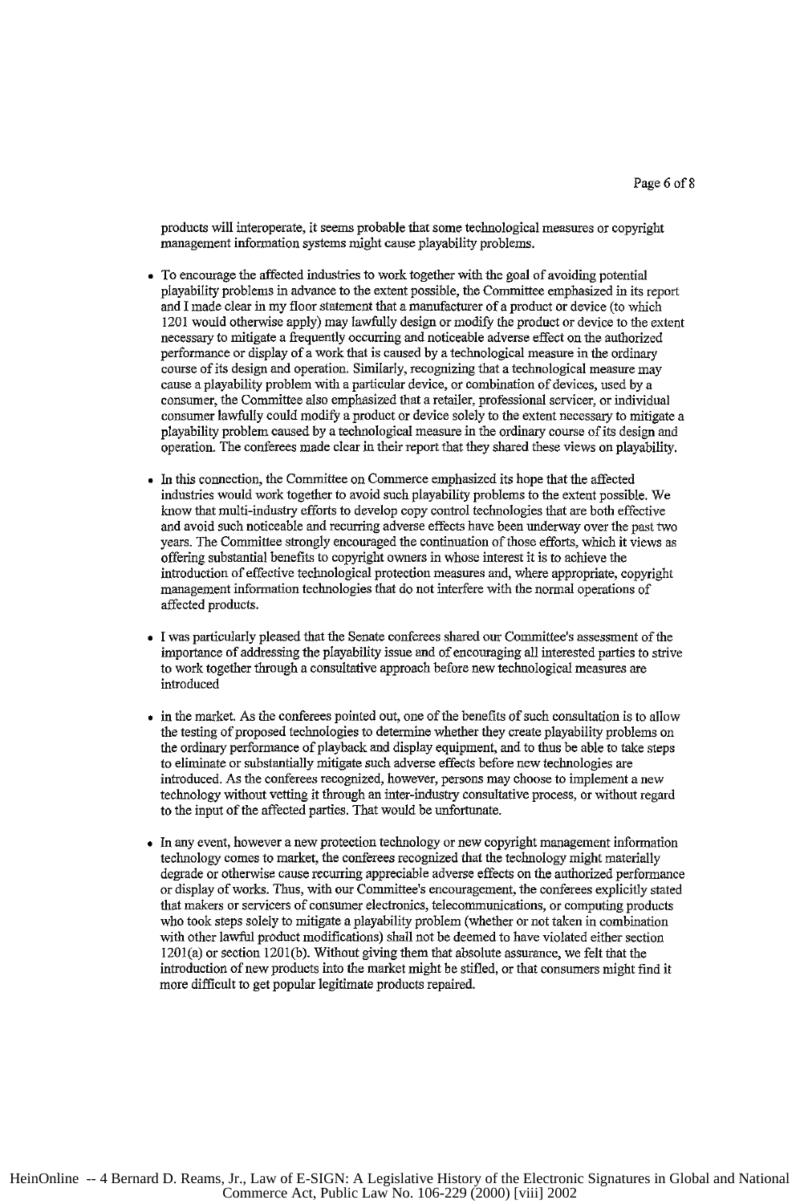products will interoperate, it seems probable that some technological measures or copyright management information systems might cause playability problems.

- To encourage the affected industries to work together with the goal of avoiding potential playability problems in advance to the extent possible, the Committee emphasized in its report and I made clear in my floor statement that a manufacturer of a product or device (to which 1201 would otherwise apply) may lawfully design or modify the product or device to the extent necessary to mitigate a frequently occurring and noticeable adverse effect on the authorized performance or display of a work that is caused by a technological measure in the ordinary course of its design and operation. Similarly, recognizing that a technological measure may cause a playability problem with a particular device, or combination of devices, used by a consumer, the Committee also emphasized that a retailer, professional servicer, or individual consumer lawfully could modify a product or device solely to the extent necessary to mitigate a playability problem caused by a technological measure in the ordinary course of its design and operation. The conferees made clear in their report that they shared these views on playability.

- In this connection, the Committee on Commerce emphasized its hope that the affected industries would work together to avoid such playability problems to the extent possible. We know that multi-industry efforts to develop copy control technologies that are both effective and avoid such noticeable and recurring adverse effects have been underway over the past two years. The Committee strongly encouraged the continuation of those efforts, which it views as offering substantial benefits to copyright owners in whose interest it is to achieve the introduction of effective technological protection measures and, where appropriate, copyright management information technologies that do not interfere with the normal operations of affected products.

- I was particularly pleased that the Senate conferees shared our Committee's assessment of the importance of addressing the playability issue and of encouraging all interested parties to strive to work together through a consultative approach before new technological measures are introduced

- in the market. As the conferees pointed out, one of the benefits of such consultation is to allow the testing of proposed technologies to determine whether they create playability problems on the ordinary performance of playback and display equipment, and to thus be able to take steps to eliminate or substantially mitigate such adverse effects before new technologies are introduced. As the conferees recognized, however, persons may choose to implement a new technology without vetting it through an inter-industry consultative process, or without regard to the input of the affected parties. That would be unfortunate.

- In any event, however a new protection technology or new copyright management information technology comes to market, the conferees recognized that the technology might materially degrade or otherwise cause recurring appreciable adverse effects on the authorized performance or display of works. Thus, with our Committee's encouragement, the conferees explicitly stated that makers or servicers of consumer electronics, telecommunications, or computing products who took steps solely to mitigate a playability problem (whether or not taken in combination with other lawful product modifications) shall not be deemed to have violated either section 1201(a) or section 1201(b). Without giving them that absolute assurance, we felt that the introduction of new products into the market might be stifled, or that consumers might find it more difficult to get popular legitimate products repaired.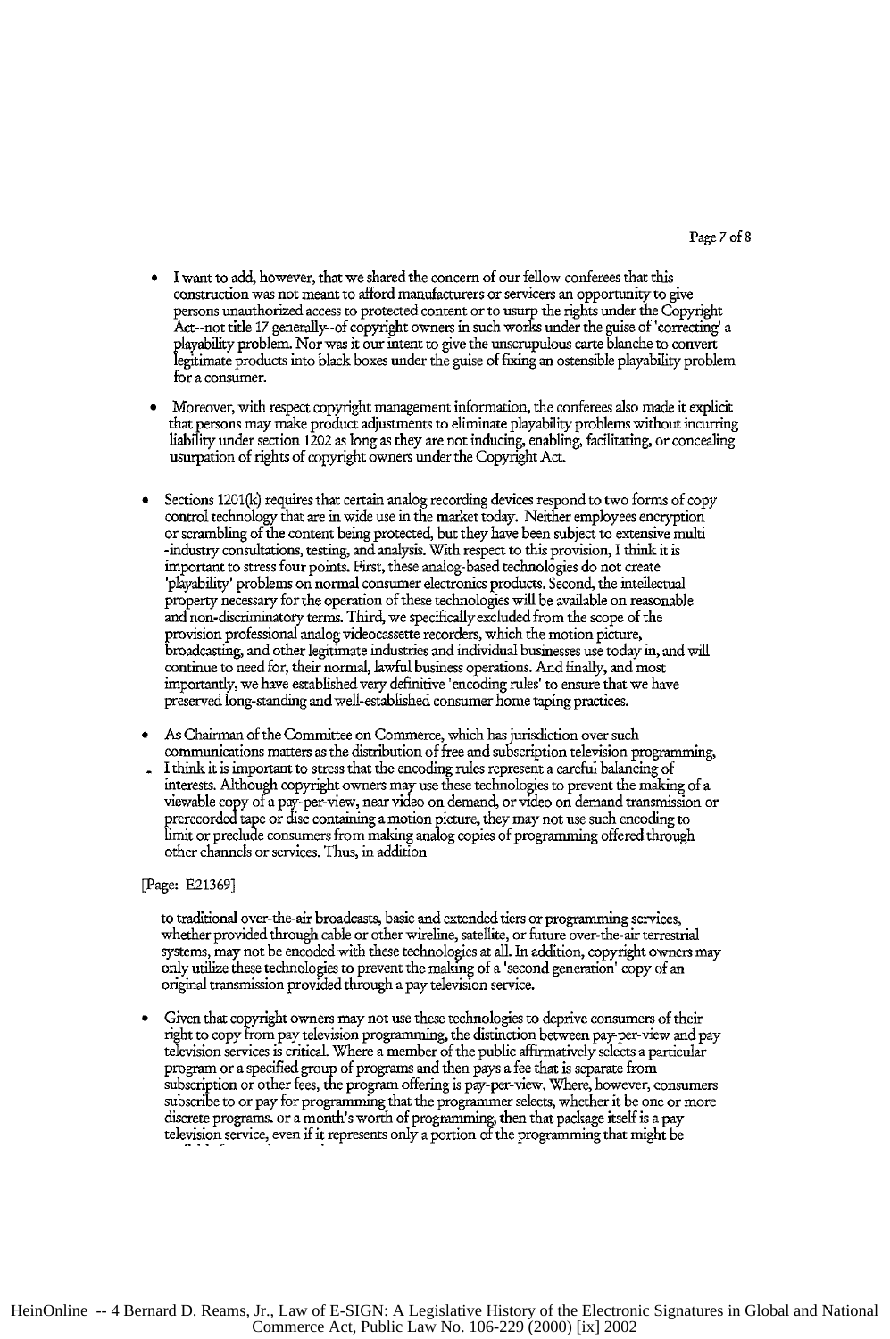- I want to add, however, that we shared the concern of our fellow conferees that this construction was not meant to afford manufacturers or servicers an opportunity to give persons unauthorized access to protected content or to usurp the rights under the Copyright Act--not title 17 generally--of copyright owners in such works under the guise of 'correcting' a playability problem. Nor was it our intent to give the unscrupulous carte blanche to convert legitimate products into black boxes under the guise of fixing an ostensible playability problem for a consumer.

- Moreover, with respect copyright management information, the conferees also made it explicit that persons may make product adjustments to eliminate playability problems without incurring liability under section 1202 as long as they are not inducing, enabling, facilitating, or concealing usurpation of rights of copyright owners under the Copyright Act.

- Sections 1201(k) requires that certain analog recording devices respond to two forms of copy control technology that are in wide use in the market today. Neither employees encryption or scrambling of the content being protected, but they have been subject to extensive multi -industry consultations, testing, and analysis. With respect to this provision, I think it is important to stress four points. First, these analog-based technologies do not create 'playability' problems on normal consumer electronics products. Second, the intellectual property necessary for the operation of these technologies will be available on reasonable and non-discriminatory terms. Third, we specifically excluded from the scope of the provision professional analog videocassette recorders, which the motion picture, broadcasting, and other legitimate industries and individual businesses use today in, and will continue to need for, their normal, lawful business operations. And finally, and most importantly, we have established very definitive 'encoding rules' to ensure that we have preserved long-standing and well-established consumer home taping practices.

- As Chairman of the Committee on Commerce, which has jurisdiction over such communications matters as the distribution of free and subscription television programming, I think it is important to stress that the encoding rules represent a careful balancing of interests. Although copyright owners may use these technologies to prevent the making of a viewable copy of a pay-per-view, near video on demand, or video on demand transmission or prerecorded tape or disc containing a motion picture, they may not use such encoding to limit or preclude consumers from making analog copies of programming offered through other channels or services. Thus, in addition

[Page: E21369]

to traditional over-the-air broadcasts, basic and extended tiers or programming services, whether provided through cable or other wireline, satellite, or future over-the-air terrestrial systems, may not be encoded with these technologies at all. In addition, copyright owners may only utilize these technologies to prevent the making of a 'second generation' copy of an original transmission provided through a pay television service.

- Given that copyright owners may not use these technologies to deprive consumers of their right to copy from pay television programming, the distinction between pay-per-view and pay television services is critical. Where a member of the public affirmatively selects a particular program or a specified group of programs and then pays a fee that is separate from subscription or other fees, the program offering is pay-per-view. Where, however, consumers subscribe to or pay for programming that the programmer selects, whether it be one or more discrete programs. or a month's worth of programming, then that package itself is a pay television service, even if it represents only a portion of the programming that might be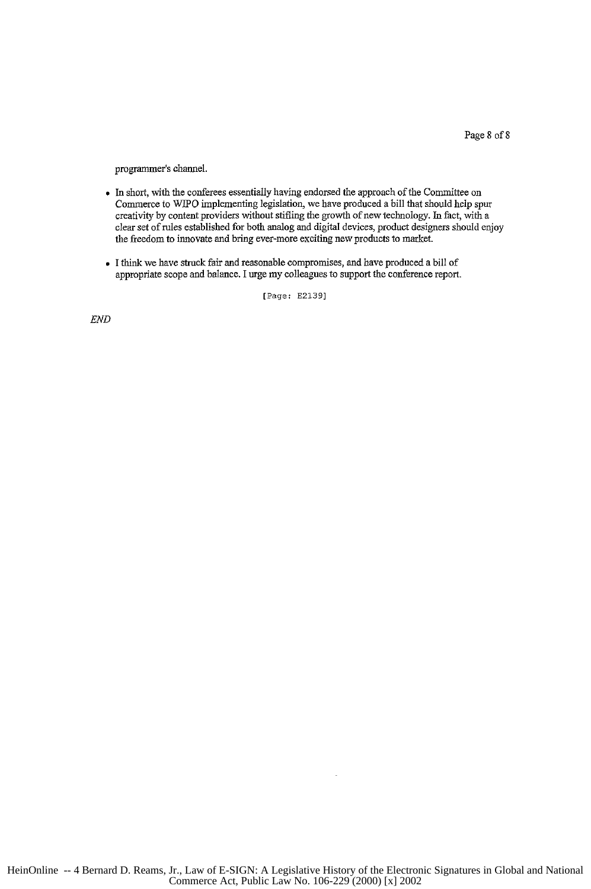programmer's channel.

- In short, with the conferees essentially having endorsed the approach of the Committee on Commerce to WIPO implementing legislation, we have produced a bill that should help spur creativity by content providers without stifling the growth of new technology. In fact, with a clear set of rules established for both analog and digital devices, product designers should enjoy the freedom to innovate and bring ever-more exciting new products to market.

- I think we have struck fair and reasonable compromises, and have produced a bill of appropriate scope and balance. I urge my colleagues to support the conference report.

[Page: E2139]

*END*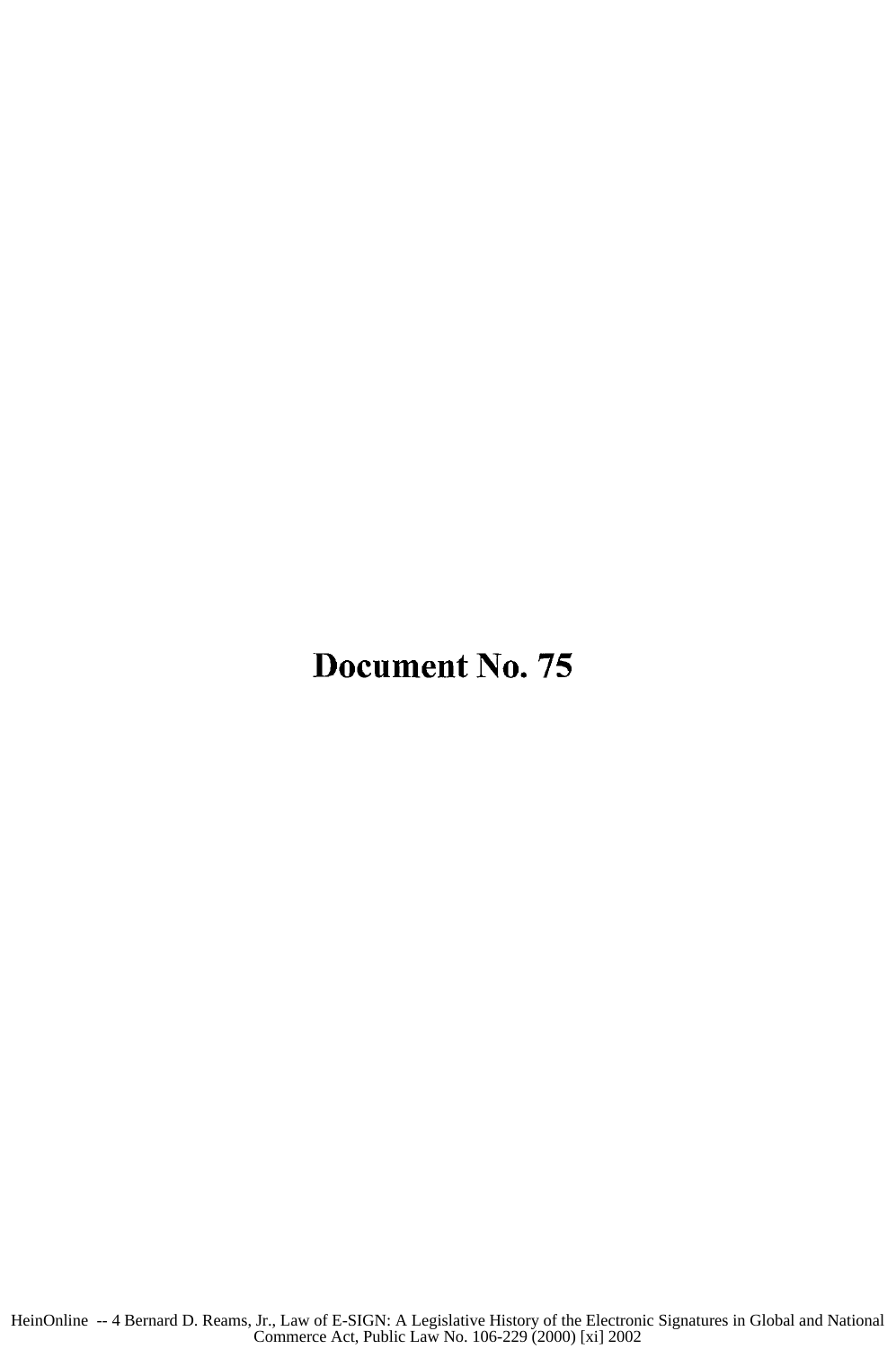# Document No. 75